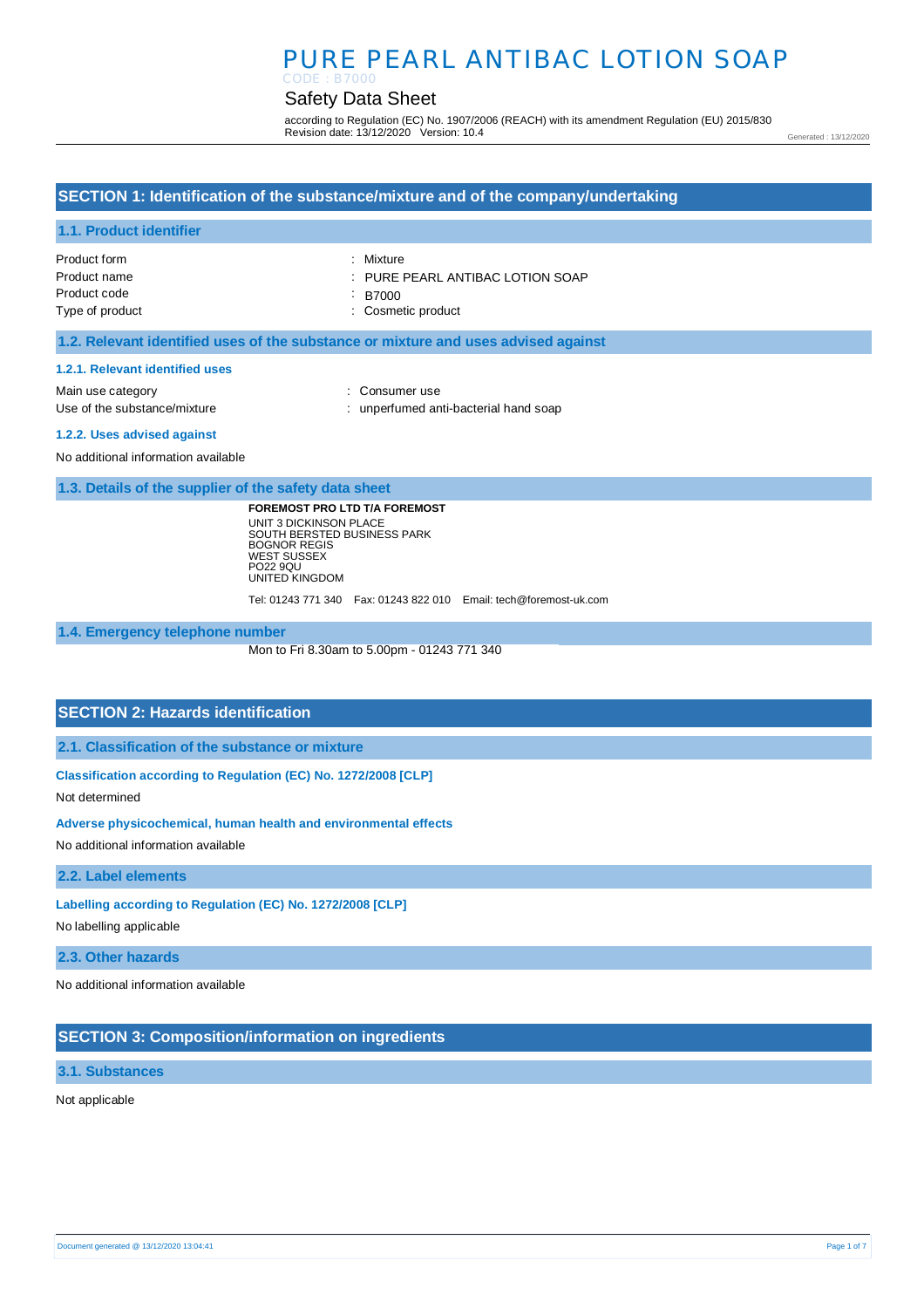# PURE PEARL ANTIBAC LOTION SOAP

CODE : B7000

## Safety Data Sheet

according to Regulation (EC) No. 1907/2006 (REACH) with its amendment Regulation (EU) 2015/830
Revision date: 13/12/2020 Version: 10.4

Generated : 13/12/2020

## SECTION 1: Identification of the substance/mixture and of the company/undertaking

### 1.1. Product identifier

| | |
|---|---|
| Product form | : Mixture |
| Product name | : PURE PEARL ANTIBAC LOTION SOAP |
| Product code | : B7000 |
| Type of product | : Cosmetic product |

### 1.2. Relevant identified uses of the substance or mixture and uses advised against

#### 1.2.1. Relevant identified uses

| | |
|---|---|
| Main use category | : Consumer use |
| Use of the substance/mixture | : unperfumed anti-bacterial hand soap |

#### 1.2.2. Uses advised against

No additional information available

### 1.3. Details of the supplier of the safety data sheet

**FOREMOST PRO LTD T/A FOREMOST**
UNIT 3 DICKINSON PLACE
SOUTH BERSTED BUSINESS PARK
BOGNOR REGIS
WEST SUSSEX
PO22 9QU
UNITED KINGDOM

Tel: 01243 771 340 Fax: 01243 822 010 Email: tech@foremost-uk.com

### 1.4. Emergency telephone number

Mon to Fri 8.30am to 5.00pm - 01243 771 340

## SECTION 2: Hazards identification

### 2.1. Classification of the substance or mixture

#### Classification according to Regulation (EC) No. 1272/2008 [CLP]

Not determined

#### Adverse physicochemical, human health and environmental effects

No additional information available

### 2.2. Label elements

#### Labelling according to Regulation (EC) No. 1272/2008 [CLP]

No labelling applicable

### 2.3. Other hazards

No additional information available

## SECTION 3: Composition/information on ingredients

### 3.1. Substances

Not applicable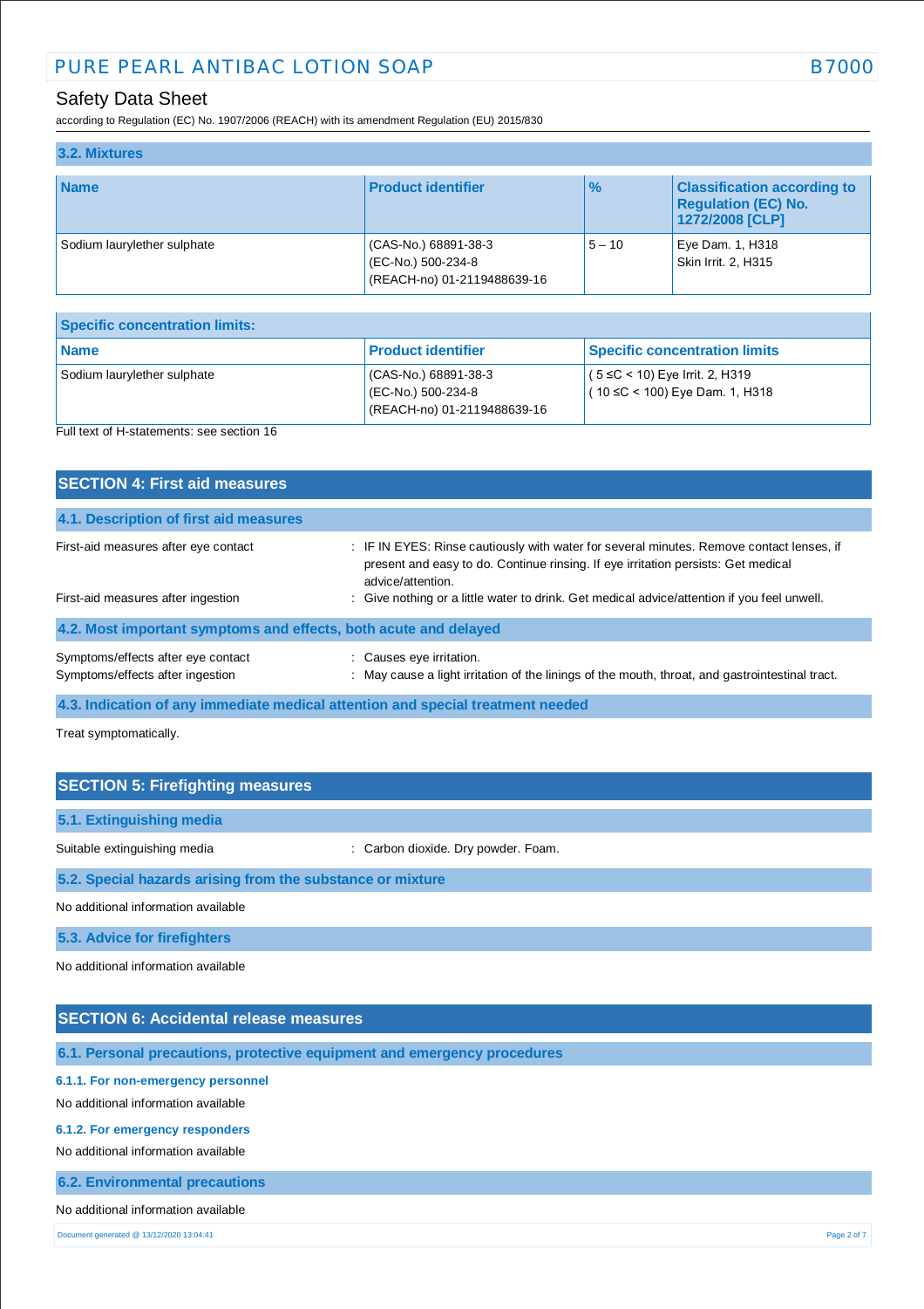### 3.2. Mixtures

| Name | Product identifier | % | Classification according to Regulation (EC) No. 1272/2008 [CLP] |
|---|---|---|---|
| Sodium laurylether sulphate | (CAS-No.) 68891-38-3<br>(EC-No.) 500-234-8<br>(REACH-no) 01-2119488639-16 | 5 – 10 | Eye Dam. 1, H318<br>Skin Irrit. 2, H315 |

| Specific concentration limits: | | |
|---|---|---|
| **Name** | **Product identifier** | **Specific concentration limits** |
| Sodium laurylether sulphate | (CAS-No.) 68891-38-3<br>(EC-No.) 500-234-8<br>(REACH-no) 01-2119488639-16 | ( 5 ≤C < 10) Eye Irrit. 2, H319<br>( 10 ≤C < 100) Eye Dam. 1, H318 |

Full text of H-statements: see section 16

## SECTION 4: First aid measures

### 4.1. Description of first aid measures

First-aid measures after eye contact : IF IN EYES: Rinse cautiously with water for several minutes. Remove contact lenses, if present and easy to do. Continue rinsing. If eye irritation persists: Get medical advice/attention.

First-aid measures after ingestion : Give nothing or a little water to drink. Get medical advice/attention if you feel unwell.

### 4.2. Most important symptoms and effects, both acute and delayed

Symptoms/effects after eye contact : Causes eye irritation.

Symptoms/effects after ingestion : May cause a light irritation of the linings of the mouth, throat, and gastrointestinal tract.

### 4.3. Indication of any immediate medical attention and special treatment needed

Treat symptomatically.

## SECTION 5: Firefighting measures

### 5.1. Extinguishing media

Suitable extinguishing media : Carbon dioxide. Dry powder. Foam.

### 5.2. Special hazards arising from the substance or mixture

No additional information available

### 5.3. Advice for firefighters

No additional information available

## SECTION 6: Accidental release measures

### 6.1. Personal precautions, protective equipment and emergency procedures

#### 6.1.1. For non-emergency personnel

No additional information available

#### 6.1.2. For emergency responders

No additional information available

### 6.2. Environmental precautions

No additional information available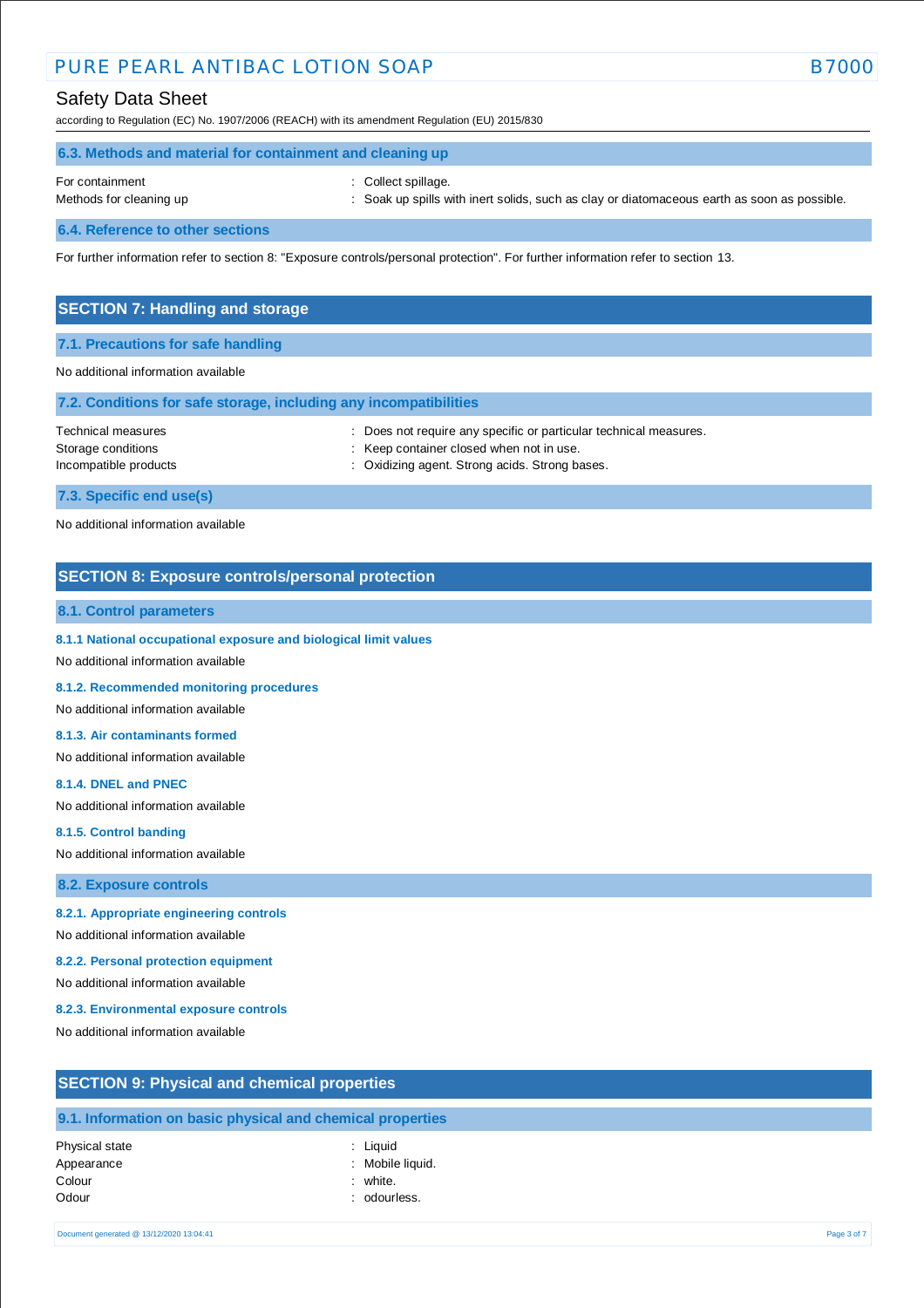### 6.3. Methods and material for containment and cleaning up

For containment : Collect spillage.

Methods for cleaning up : Soak up spills with inert solids, such as clay or diatomaceous earth as soon as possible.

### 6.4. Reference to other sections

For further information refer to section 8: "Exposure controls/personal protection". For further information refer to section 13.

## SECTION 7: Handling and storage

### 7.1. Precautions for safe handling

No additional information available

### 7.2. Conditions for safe storage, including any incompatibilities

Technical measures : Does not require any specific or particular technical measures.

Storage conditions : Keep container closed when not in use.

Incompatible products : Oxidizing agent. Strong acids. Strong bases.

### 7.3. Specific end use(s)

No additional information available

## SECTION 8: Exposure controls/personal protection

### 8.1. Control parameters

#### 8.1.1 National occupational exposure and biological limit values

No additional information available

#### 8.1.2. Recommended monitoring procedures

No additional information available

#### 8.1.3. Air contaminants formed

No additional information available

#### 8.1.4. DNEL and PNEC

No additional information available

#### 8.1.5. Control banding

No additional information available

### 8.2. Exposure controls

#### 8.2.1. Appropriate engineering controls

No additional information available

#### 8.2.2. Personal protection equipment

No additional information available

#### 8.2.3. Environmental exposure controls

No additional information available

## SECTION 9: Physical and chemical properties

### 9.1. Information on basic physical and chemical properties

Physical state : Liquid

Appearance : Mobile liquid.

Colour : white.

Odour : odourless.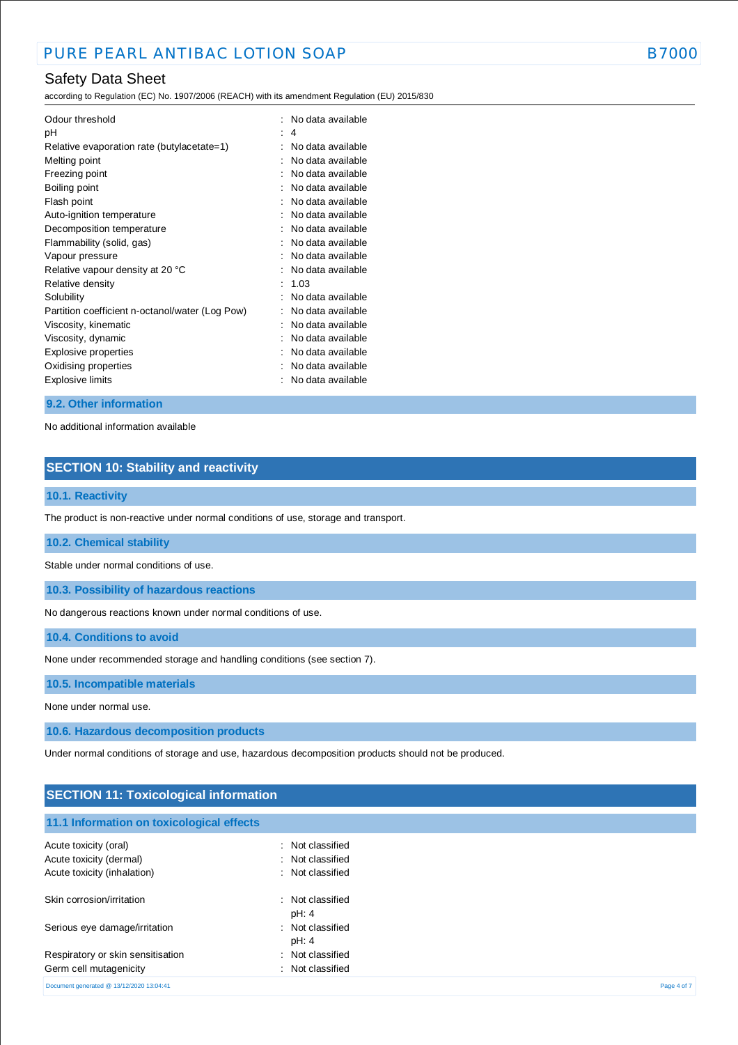| | |
|---|---|
| Odour threshold | : No data available |
| pH | : 4 |
| Relative evaporation rate (butylacetate=1) | : No data available |
| Melting point | : No data available |
| Freezing point | : No data available |
| Boiling point | : No data available |
| Flash point | : No data available |
| Auto-ignition temperature | : No data available |
| Decomposition temperature | : No data available |
| Flammability (solid, gas) | : No data available |
| Vapour pressure | : No data available |
| Relative vapour density at 20 °C | : No data available |
| Relative density | : 1.03 |
| Solubility | : No data available |
| Partition coefficient n-octanol/water (Log Pow) | : No data available |
| Viscosity, kinematic | : No data available |
| Viscosity, dynamic | : No data available |
| Explosive properties | : No data available |
| Oxidising properties | : No data available |
| Explosive limits | : No data available |

### 9.2. Other information

No additional information available

## SECTION 10: Stability and reactivity

### 10.1. Reactivity

The product is non-reactive under normal conditions of use, storage and transport.

### 10.2. Chemical stability

Stable under normal conditions of use.

### 10.3. Possibility of hazardous reactions

No dangerous reactions known under normal conditions of use.

### 10.4. Conditions to avoid

None under recommended storage and handling conditions (see section 7).

### 10.5. Incompatible materials

None under normal use.

### 10.6. Hazardous decomposition products

Under normal conditions of storage and use, hazardous decomposition products should not be produced.

## SECTION 11: Toxicological information

### 11.1 Information on toxicological effects

| | |
|---|---|
| Acute toxicity (oral) | : Not classified |
| Acute toxicity (dermal) | : Not classified |
| Acute toxicity (inhalation) | : Not classified |
| Skin corrosion/irritation | : Not classified<br>pH: 4 |
| Serious eye damage/irritation | : Not classified<br>pH: 4 |
| Respiratory or skin sensitisation | : Not classified |
| Germ cell mutagenicity | : Not classified |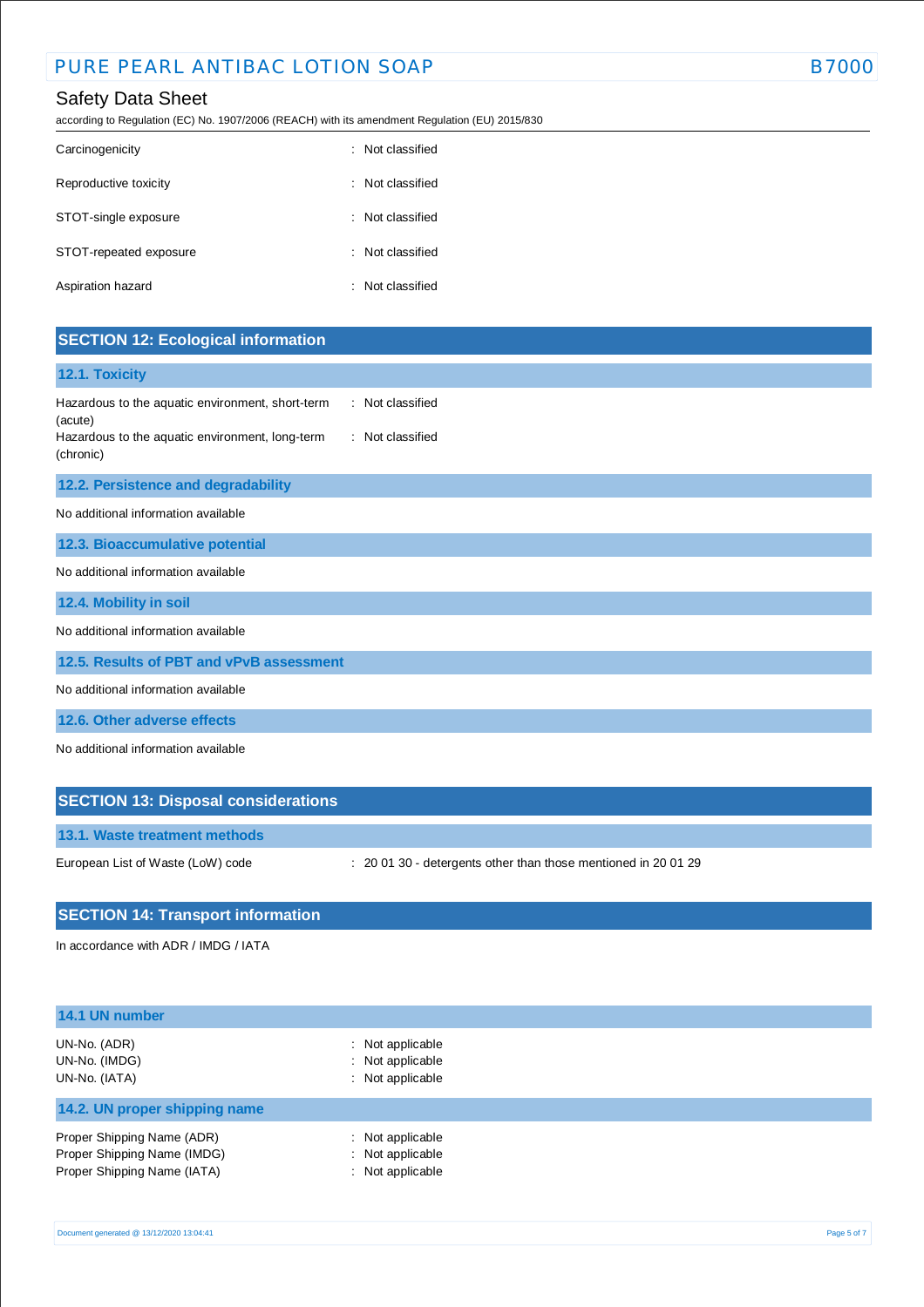| | |
|---|---|
| Carcinogenicity | : Not classified |
| Reproductive toxicity | : Not classified |
| STOT-single exposure | : Not classified |
| STOT-repeated exposure | : Not classified |
| Aspiration hazard | : Not classified |

## SECTION 12: Ecological information

### 12.1. Toxicity

| | |
|---|---|
| Hazardous to the aquatic environment, short-term (acute) | : Not classified |
| Hazardous to the aquatic environment, long-term (chronic) | : Not classified |

### 12.2. Persistence and degradability

No additional information available

### 12.3. Bioaccumulative potential

No additional information available

### 12.4. Mobility in soil

No additional information available

### 12.5. Results of PBT and vPvB assessment

No additional information available

### 12.6. Other adverse effects

No additional information available

## SECTION 13: Disposal considerations

### 13.1. Waste treatment methods

| | |
|---|---|
| European List of Waste (LoW) code | : 20 01 30 - detergents other than those mentioned in 20 01 29 |

## SECTION 14: Transport information

In accordance with ADR / IMDG / IATA

### 14.1 UN number

| | |
|---|---|
| UN-No. (ADR) | : Not applicable |
| UN-No. (IMDG) | : Not applicable |
| UN-No. (IATA) | : Not applicable |

### 14.2. UN proper shipping name

| | |
|---|---|
| Proper Shipping Name (ADR) | : Not applicable |
| Proper Shipping Name (IMDG) | : Not applicable |
| Proper Shipping Name (IATA) | : Not applicable |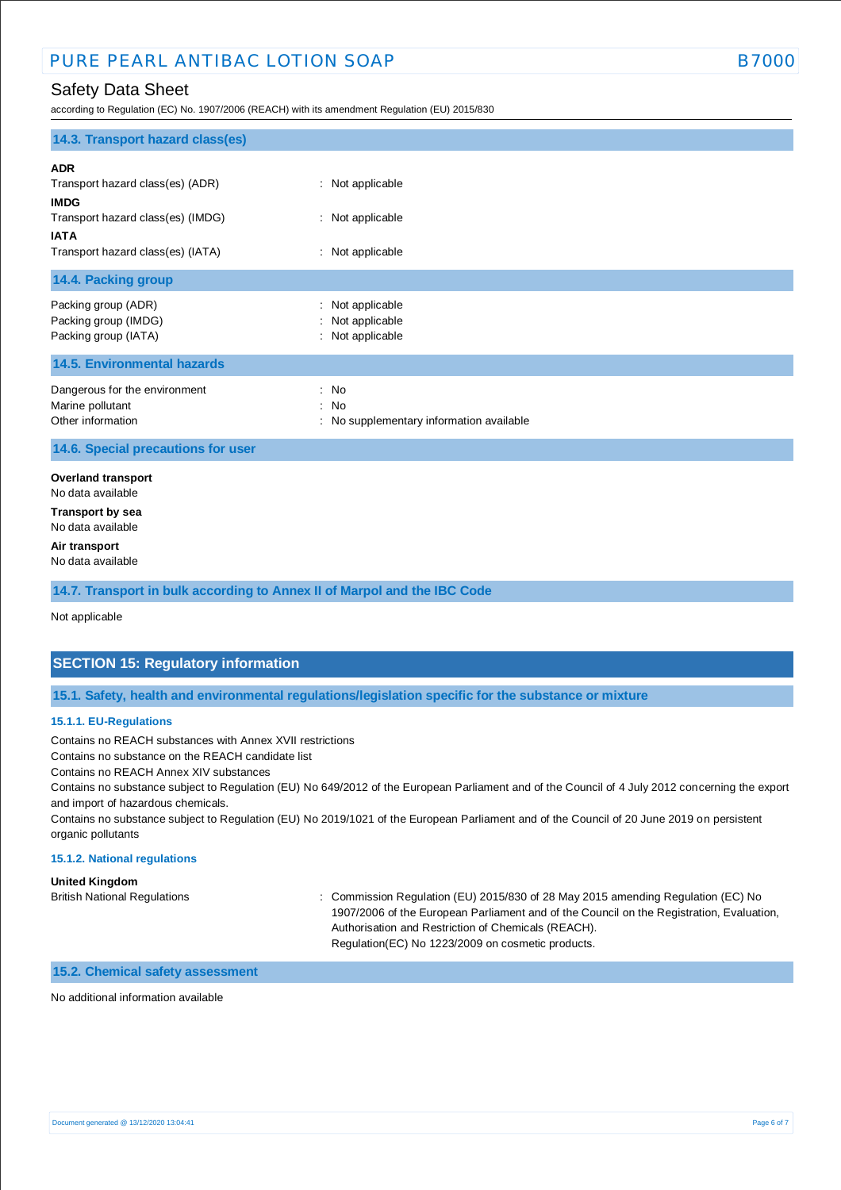### 14.3. Transport hazard class(es)

**ADR**

| | |
|---|---|
| Transport hazard class(es) (ADR) | : Not applicable |

**IMDG**

| | |
|---|---|
| Transport hazard class(es) (IMDG) | : Not applicable |

**IATA**

| | |
|---|---|
| Transport hazard class(es) (IATA) | : Not applicable |

### 14.4. Packing group

| | |
|---|---|
| Packing group (ADR) | : Not applicable |
| Packing group (IMDG) | : Not applicable |
| Packing group (IATA) | : Not applicable |

### 14.5. Environmental hazards

| | |
|---|---|
| Dangerous for the environment | : No |
| Marine pollutant | : No |
| Other information | : No supplementary information available |

### 14.6. Special precautions for user

**Overland transport**

No data available

**Transport by sea**

No data available

**Air transport**

No data available

### 14.7. Transport in bulk according to Annex II of Marpol and the IBC Code

Not applicable

## SECTION 15: Regulatory information

### 15.1. Safety, health and environmental regulations/legislation specific for the substance or mixture

#### 15.1.1. EU-Regulations

Contains no REACH substances with Annex XVII restrictions

Contains no substance on the REACH candidate list

Contains no REACH Annex XIV substances

Contains no substance subject to Regulation (EU) No 649/2012 of the European Parliament and of the Council of 4 July 2012 concerning the export and import of hazardous chemicals.

Contains no substance subject to Regulation (EU) No 2019/1021 of the European Parliament and of the Council of 20 June 2019 on persistent organic pollutants

#### 15.1.2. National regulations

**United Kingdom**

| | |
|---|---|
| British National Regulations | : Commission Regulation (EU) 2015/830 of 28 May 2015 amending Regulation (EC) No 1907/2006 of the European Parliament and of the Council on the Registration, Evaluation, Authorisation and Restriction of Chemicals (REACH).<br>Regulation(EC) No 1223/2009 on cosmetic products. |

### 15.2. Chemical safety assessment

No additional information available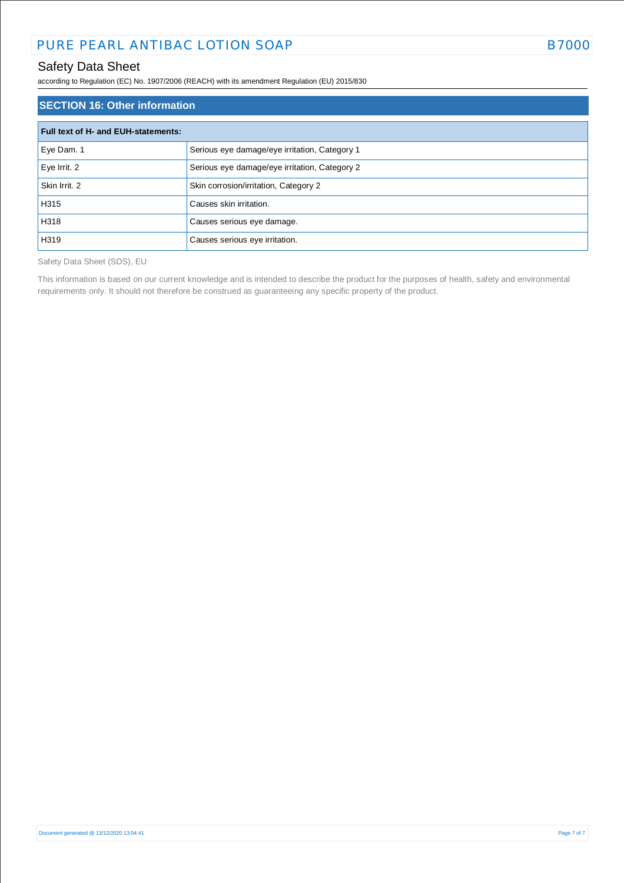## Safety Data Sheet

according to Regulation (EC) No. 1907/2006 (REACH) with its amendment Regulation (EU) 2015/830

## SECTION 16: Other information

| Full text of H- and EUH-statements: | |
|---|---|
| Eye Dam. 1 | Serious eye damage/eye irritation, Category 1 |
| Eye Irrit. 2 | Serious eye damage/eye irritation, Category 2 |
| Skin Irrit. 2 | Skin corrosion/irritation, Category 2 |
| H315 | Causes skin irritation. |
| H318 | Causes serious eye damage. |
| H319 | Causes serious eye irritation. |

Safety Data Sheet (SDS), EU

This information is based on our current knowledge and is intended to describe the product for the purposes of health, safety and environmental requirements only. It should not therefore be construed as guaranteeing any specific property of the product.

Document generated @ 13/12/2020 13:04:41